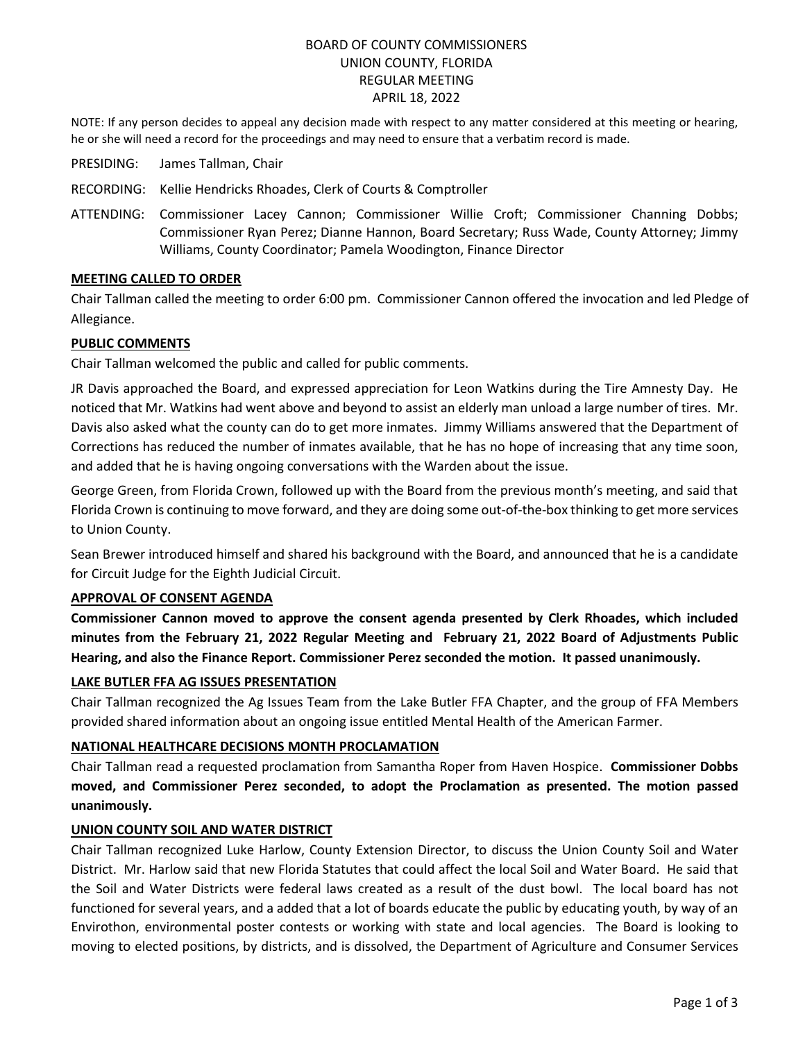# BOARD OF COUNTY COMMISSIONERS
# UNION COUNTY, FLORIDA
# REGULAR MEETING
# APRIL 18, 2022

NOTE: If any person decides to appeal any decision made with respect to any matter considered at this meeting or hearing, he or she will need a record for the proceedings and may need to ensure that a verbatim record is made.

PRESIDING: James Tallman, Chair

RECORDING: Kellie Hendricks Rhoades, Clerk of Courts & Comptroller

ATTENDING: Commissioner Lacey Cannon; Commissioner Willie Croft; Commissioner Channing Dobbs; Commissioner Ryan Perez; Dianne Hannon, Board Secretary; Russ Wade, County Attorney; Jimmy Williams, County Coordinator; Pamela Woodington, Finance Director

**MEETING CALLED TO ORDER**

Chair Tallman called the meeting to order 6:00 pm. Commissioner Cannon offered the invocation and led Pledge of Allegiance.

**PUBLIC COMMENTS**

Chair Tallman welcomed the public and called for public comments.

JR Davis approached the Board, and expressed appreciation for Leon Watkins during the Tire Amnesty Day. He noticed that Mr. Watkins had went above and beyond to assist an elderly man unload a large number of tires. Mr. Davis also asked what the county can do to get more inmates. Jimmy Williams answered that the Department of Corrections has reduced the number of inmates available, that he has no hope of increasing that any time soon, and added that he is having ongoing conversations with the Warden about the issue.

George Green, from Florida Crown, followed up with the Board from the previous month's meeting, and said that Florida Crown is continuing to move forward, and they are doing some out-of-the-box thinking to get more services to Union County.

Sean Brewer introduced himself and shared his background with the Board, and announced that he is a candidate for Circuit Judge for the Eighth Judicial Circuit.

**APPROVAL OF CONSENT AGENDA**

**Commissioner Cannon moved to approve the consent agenda presented by Clerk Rhoades, which included minutes from the February 21, 2022 Regular Meeting and February 21, 2022 Board of Adjustments Public Hearing, and also the Finance Report. Commissioner Perez seconded the motion. It passed unanimously.**

**LAKE BUTLER FFA AG ISSUES PRESENTATION**

Chair Tallman recognized the Ag Issues Team from the Lake Butler FFA Chapter, and the group of FFA Members provided shared information about an ongoing issue entitled Mental Health of the American Farmer.

**NATIONAL HEALTHCARE DECISIONS MONTH PROCLAMATION**

Chair Tallman read a requested proclamation from Samantha Roper from Haven Hospice. **Commissioner Dobbs moved, and Commissioner Perez seconded, to adopt the Proclamation as presented. The motion passed unanimously.**

**UNION COUNTY SOIL AND WATER DISTRICT**

Chair Tallman recognized Luke Harlow, County Extension Director, to discuss the Union County Soil and Water District. Mr. Harlow said that new Florida Statutes that could affect the local Soil and Water Board. He said that the Soil and Water Districts were federal laws created as a result of the dust bowl. The local board has not functioned for several years, and a added that a lot of boards educate the public by educating youth, by way of an Envirothon, environmental poster contests or working with state and local agencies. The Board is looking to moving to elected positions, by districts, and is dissolved, the Department of Agriculture and Consumer Services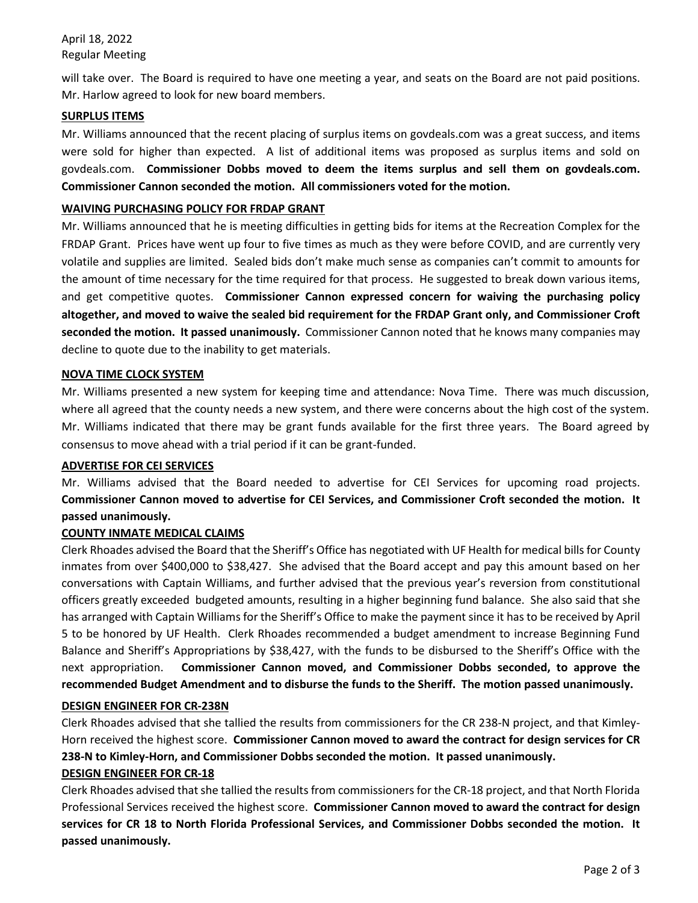will take over. The Board is required to have one meeting a year, and seats on the Board are not paid positions. Mr. Harlow agreed to look for new board members.

**SURPLUS ITEMS**

Mr. Williams announced that the recent placing of surplus items on govdeals.com was a great success, and items were sold for higher than expected. A list of additional items was proposed as surplus items and sold on govdeals.com. **Commissioner Dobbs moved to deem the items surplus and sell them on govdeals.com. Commissioner Cannon seconded the motion. All commissioners voted for the motion.**

**WAIVING PURCHASING POLICY FOR FRDAP GRANT**

Mr. Williams announced that he is meeting difficulties in getting bids for items at the Recreation Complex for the FRDAP Grant. Prices have went up four to five times as much as they were before COVID, and are currently very volatile and supplies are limited. Sealed bids don't make much sense as companies can't commit to amounts for the amount of time necessary for the time required for that process. He suggested to break down various items, and get competitive quotes. **Commissioner Cannon expressed concern for waiving the purchasing policy altogether, and moved to waive the sealed bid requirement for the FRDAP Grant only, and Commissioner Croft seconded the motion. It passed unanimously.** Commissioner Cannon noted that he knows many companies may decline to quote due to the inability to get materials.

**NOVA TIME CLOCK SYSTEM**

Mr. Williams presented a new system for keeping time and attendance: Nova Time. There was much discussion, where all agreed that the county needs a new system, and there were concerns about the high cost of the system. Mr. Williams indicated that there may be grant funds available for the first three years. The Board agreed by consensus to move ahead with a trial period if it can be grant-funded.

**ADVERTISE FOR CEI SERVICES**

Mr. Williams advised that the Board needed to advertise for CEI Services for upcoming road projects. **Commissioner Cannon moved to advertise for CEI Services, and Commissioner Croft seconded the motion. It passed unanimously.**

**COUNTY INMATE MEDICAL CLAIMS**

Clerk Rhoades advised the Board that the Sheriff's Office has negotiated with UF Health for medical bills for County inmates from over $400,000 to $38,427. She advised that the Board accept and pay this amount based on her conversations with Captain Williams, and further advised that the previous year's reversion from constitutional officers greatly exceeded budgeted amounts, resulting in a higher beginning fund balance. She also said that she has arranged with Captain Williams for the Sheriff's Office to make the payment since it has to be received by April 5 to be honored by UF Health. Clerk Rhoades recommended a budget amendment to increase Beginning Fund Balance and Sheriff's Appropriations by $38,427, with the funds to be disbursed to the Sheriff's Office with the next appropriation. **Commissioner Cannon moved, and Commissioner Dobbs seconded, to approve the recommended Budget Amendment and to disburse the funds to the Sheriff. The motion passed unanimously.**

**DESIGN ENGINEER FOR CR-238N**

Clerk Rhoades advised that she tallied the results from commissioners for the CR 238-N project, and that Kimley-Horn received the highest score. **Commissioner Cannon moved to award the contract for design services for CR 238-N to Kimley-Horn, and Commissioner Dobbs seconded the motion. It passed unanimously.**

**DESIGN ENGINEER FOR CR-18**

Clerk Rhoades advised that she tallied the results from commissioners for the CR-18 project, and that North Florida Professional Services received the highest score. **Commissioner Cannon moved to award the contract for design services for CR 18 to North Florida Professional Services, and Commissioner Dobbs seconded the motion. It passed unanimously.**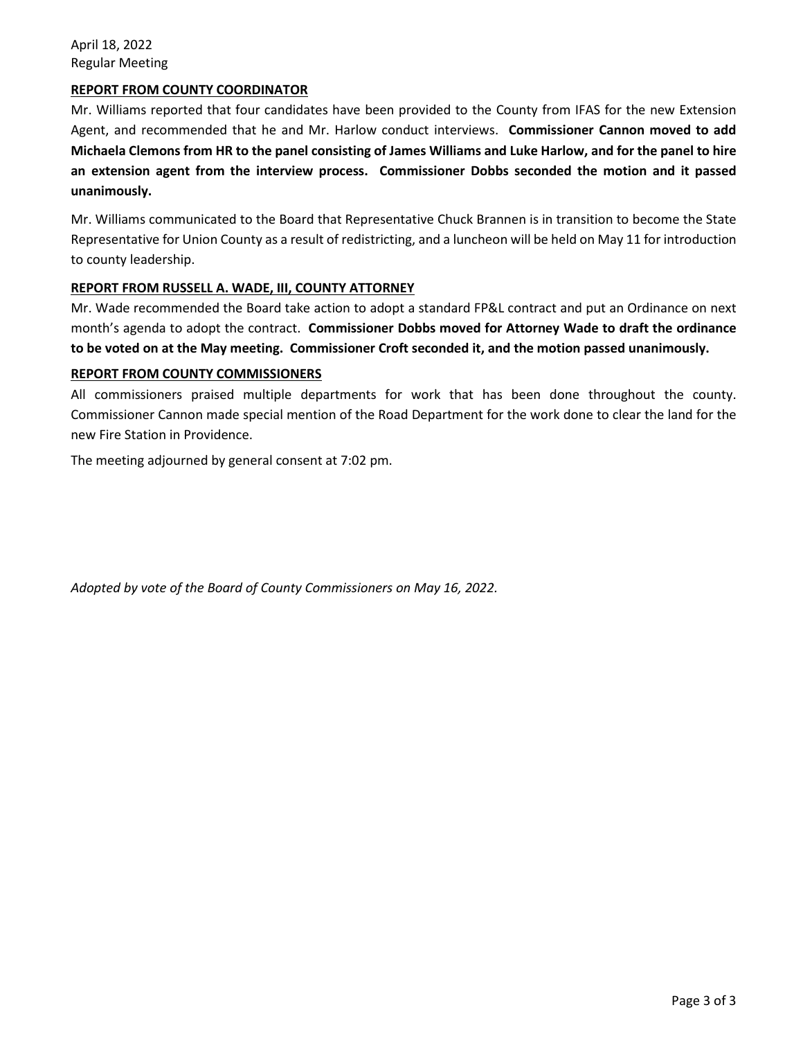## REPORT FROM COUNTY COORDINATOR

Mr. Williams reported that four candidates have been provided to the County from IFAS for the new Extension Agent, and recommended that he and Mr. Harlow conduct interviews. **Commissioner Cannon moved to add Michaela Clemons from HR to the panel consisting of James Williams and Luke Harlow, and for the panel to hire an extension agent from the interview process. Commissioner Dobbs seconded the motion and it passed unanimously.**

Mr. Williams communicated to the Board that Representative Chuck Brannen is in transition to become the State Representative for Union County as a result of redistricting, and a luncheon will be held on May 11 for introduction to county leadership.

## REPORT FROM RUSSELL A. WADE, III, COUNTY ATTORNEY

Mr. Wade recommended the Board take action to adopt a standard FP&L contract and put an Ordinance on next month's agenda to adopt the contract. **Commissioner Dobbs moved for Attorney Wade to draft the ordinance to be voted on at the May meeting. Commissioner Croft seconded it, and the motion passed unanimously.**

## REPORT FROM COUNTY COMMISSIONERS

All commissioners praised multiple departments for work that has been done throughout the county. Commissioner Cannon made special mention of the Road Department for the work done to clear the land for the new Fire Station in Providence.

The meeting adjourned by general consent at 7:02 pm.

*Adopted by vote of the Board of County Commissioners on May 16, 2022.*